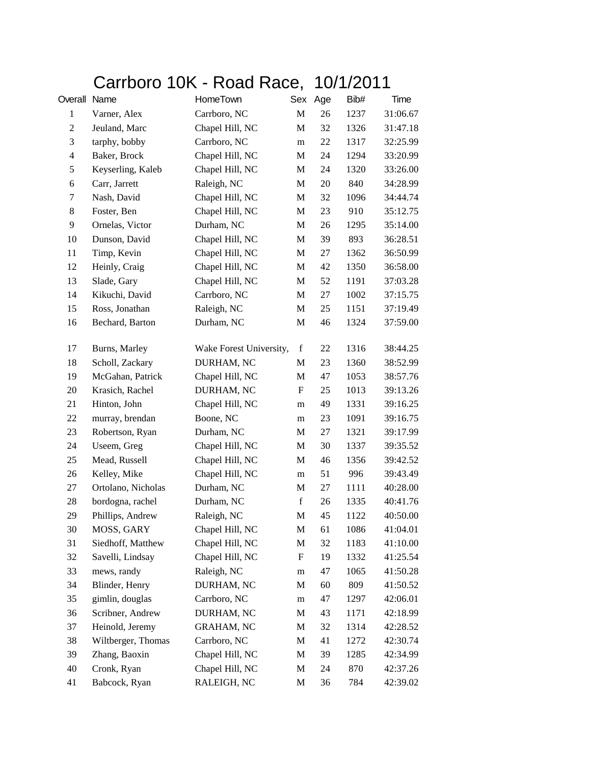# Carrboro 10K - Road Race, 10/1/2011

| Overall | Name | HomeTown | Sex | Age | Bib# | Time |
|---|---|---|---|---|---|---|
| 1 | Varner, Alex | Carrboro, NC | M | 26 | 1237 | 31:06.67 |
| 2 | Jeuland, Marc | Chapel Hill, NC | M | 32 | 1326 | 31:47.18 |
| 3 | tarphy, bobby | Carrboro, NC | m | 22 | 1317 | 32:25.99 |
| 4 | Baker, Brock | Chapel Hill, NC | M | 24 | 1294 | 33:20.99 |
| 5 | Keyserling, Kaleb | Chapel Hill, NC | M | 24 | 1320 | 33:26.00 |
| 6 | Carr, Jarrett | Raleigh, NC | M | 20 | 840 | 34:28.99 |
| 7 | Nash, David | Chapel Hill, NC | M | 32 | 1096 | 34:44.74 |
| 8 | Foster, Ben | Chapel Hill, NC | M | 23 | 910 | 35:12.75 |
| 9 | Ornelas, Victor | Durham, NC | M | 26 | 1295 | 35:14.00 |
| 10 | Dunson, David | Chapel Hill, NC | M | 39 | 893 | 36:28.51 |
| 11 | Timp, Kevin | Chapel Hill, NC | M | 27 | 1362 | 36:50.99 |
| 12 | Heinly, Craig | Chapel Hill, NC | M | 42 | 1350 | 36:58.00 |
| 13 | Slade, Gary | Chapel Hill, NC | M | 52 | 1191 | 37:03.28 |
| 14 | Kikuchi, David | Carrboro, NC | M | 27 | 1002 | 37:15.75 |
| 15 | Ross, Jonathan | Raleigh, NC | M | 25 | 1151 | 37:19.49 |
| 16 | Bechard, Barton | Durham, NC | M | 46 | 1324 | 37:59.00 |
| 17 | Burns, Marley | Wake Forest University, | f | 22 | 1316 | 38:44.25 |
| 18 | Scholl, Zackary | DURHAM, NC | M | 23 | 1360 | 38:52.99 |
| 19 | McGahan, Patrick | Chapel Hill, NC | M | 47 | 1053 | 38:57.76 |
| 20 | Krasich, Rachel | DURHAM, NC | F | 25 | 1013 | 39:13.26 |
| 21 | Hinton, John | Chapel Hill, NC | m | 49 | 1331 | 39:16.25 |
| 22 | murray, brendan | Boone, NC | m | 23 | 1091 | 39:16.75 |
| 23 | Robertson, Ryan | Durham, NC | M | 27 | 1321 | 39:17.99 |
| 24 | Useem, Greg | Chapel Hill, NC | M | 30 | 1337 | 39:35.52 |
| 25 | Mead, Russell | Chapel Hill, NC | M | 46 | 1356 | 39:42.52 |
| 26 | Kelley, Mike | Chapel Hill, NC | m | 51 | 996 | 39:43.49 |
| 27 | Ortolano, Nicholas | Durham, NC | M | 27 | 1111 | 40:28.00 |
| 28 | bordogna, rachel | Durham, NC | f | 26 | 1335 | 40:41.76 |
| 29 | Phillips, Andrew | Raleigh, NC | M | 45 | 1122 | 40:50.00 |
| 30 | MOSS, GARY | Chapel Hill, NC | M | 61 | 1086 | 41:04.01 |
| 31 | Siedhoff, Matthew | Chapel Hill, NC | M | 32 | 1183 | 41:10.00 |
| 32 | Savelli, Lindsay | Chapel Hill, NC | F | 19 | 1332 | 41:25.54 |
| 33 | mews, randy | Raleigh, NC | m | 47 | 1065 | 41:50.28 |
| 34 | Blinder, Henry | DURHAM, NC | M | 60 | 809 | 41:50.52 |
| 35 | gimlin, douglas | Carrboro, NC | m | 47 | 1297 | 42:06.01 |
| 36 | Scribner, Andrew | DURHAM, NC | M | 43 | 1171 | 42:18.99 |
| 37 | Heinold, Jeremy | GRAHAM, NC | M | 32 | 1314 | 42:28.52 |
| 38 | Wiltberger, Thomas | Carrboro, NC | M | 41 | 1272 | 42:30.74 |
| 39 | Zhang, Baoxin | Chapel Hill, NC | M | 39 | 1285 | 42:34.99 |
| 40 | Cronk, Ryan | Chapel Hill, NC | M | 24 | 870 | 42:37.26 |
| 41 | Babcock, Ryan | RALEIGH, NC | M | 36 | 784 | 42:39.02 |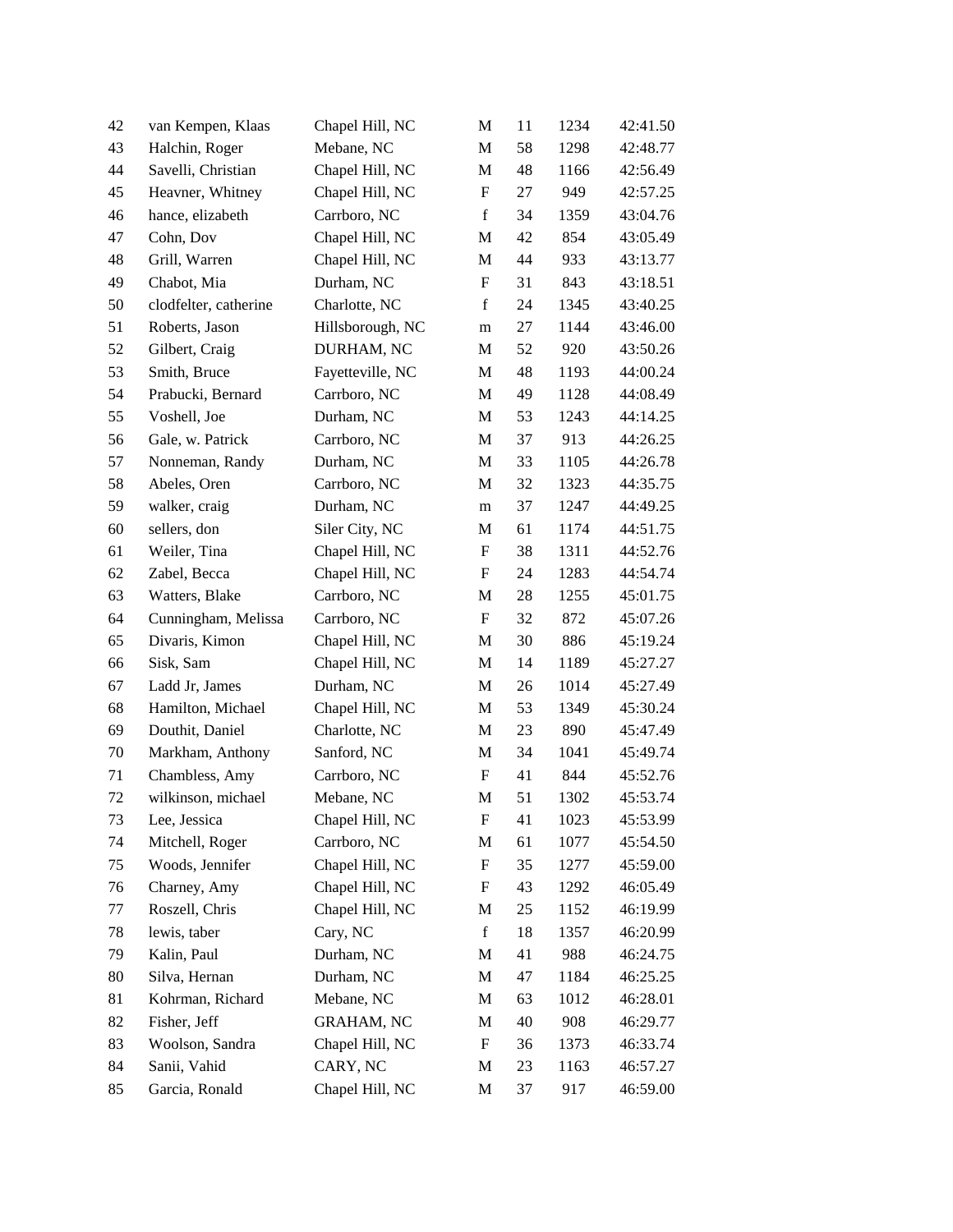| | | | | | | |
|---|---|---|---|---|---|---|
| 42 | van Kempen, Klaas | Chapel Hill, NC | M | 11 | 1234 | 42:41.50 |
| 43 | Halchin, Roger | Mebane, NC | M | 58 | 1298 | 42:48.77 |
| 44 | Savelli, Christian | Chapel Hill, NC | M | 48 | 1166 | 42:56.49 |
| 45 | Heavner, Whitney | Chapel Hill, NC | F | 27 | 949 | 42:57.25 |
| 46 | hance, elizabeth | Carrboro, NC | f | 34 | 1359 | 43:04.76 |
| 47 | Cohn, Dov | Chapel Hill, NC | M | 42 | 854 | 43:05.49 |
| 48 | Grill, Warren | Chapel Hill, NC | M | 44 | 933 | 43:13.77 |
| 49 | Chabot, Mia | Durham, NC | F | 31 | 843 | 43:18.51 |
| 50 | clodfelter, catherine | Charlotte, NC | f | 24 | 1345 | 43:40.25 |
| 51 | Roberts, Jason | Hillsborough, NC | m | 27 | 1144 | 43:46.00 |
| 52 | Gilbert, Craig | DURHAM, NC | M | 52 | 920 | 43:50.26 |
| 53 | Smith, Bruce | Fayetteville, NC | M | 48 | 1193 | 44:00.24 |
| 54 | Prabucki, Bernard | Carrboro, NC | M | 49 | 1128 | 44:08.49 |
| 55 | Voshell, Joe | Durham, NC | M | 53 | 1243 | 44:14.25 |
| 56 | Gale, w. Patrick | Carrboro, NC | M | 37 | 913 | 44:26.25 |
| 57 | Nonneman, Randy | Durham, NC | M | 33 | 1105 | 44:26.78 |
| 58 | Abeles, Oren | Carrboro, NC | M | 32 | 1323 | 44:35.75 |
| 59 | walker, craig | Durham, NC | m | 37 | 1247 | 44:49.25 |
| 60 | sellers, don | Siler City, NC | M | 61 | 1174 | 44:51.75 |
| 61 | Weiler, Tina | Chapel Hill, NC | F | 38 | 1311 | 44:52.76 |
| 62 | Zabel, Becca | Chapel Hill, NC | F | 24 | 1283 | 44:54.74 |
| 63 | Watters, Blake | Carrboro, NC | M | 28 | 1255 | 45:01.75 |
| 64 | Cunningham, Melissa | Carrboro, NC | F | 32 | 872 | 45:07.26 |
| 65 | Divaris, Kimon | Chapel Hill, NC | M | 30 | 886 | 45:19.24 |
| 66 | Sisk, Sam | Chapel Hill, NC | M | 14 | 1189 | 45:27.27 |
| 67 | Ladd Jr, James | Durham, NC | M | 26 | 1014 | 45:27.49 |
| 68 | Hamilton, Michael | Chapel Hill, NC | M | 53 | 1349 | 45:30.24 |
| 69 | Douthit, Daniel | Charlotte, NC | M | 23 | 890 | 45:47.49 |
| 70 | Markham, Anthony | Sanford, NC | M | 34 | 1041 | 45:49.74 |
| 71 | Chambless, Amy | Carrboro, NC | F | 41 | 844 | 45:52.76 |
| 72 | wilkinson, michael | Mebane, NC | M | 51 | 1302 | 45:53.74 |
| 73 | Lee, Jessica | Chapel Hill, NC | F | 41 | 1023 | 45:53.99 |
| 74 | Mitchell, Roger | Carrboro, NC | M | 61 | 1077 | 45:54.50 |
| 75 | Woods, Jennifer | Chapel Hill, NC | F | 35 | 1277 | 45:59.00 |
| 76 | Charney, Amy | Chapel Hill, NC | F | 43 | 1292 | 46:05.49 |
| 77 | Roszell, Chris | Chapel Hill, NC | M | 25 | 1152 | 46:19.99 |
| 78 | lewis, taber | Cary, NC | f | 18 | 1357 | 46:20.99 |
| 79 | Kalin, Paul | Durham, NC | M | 41 | 988 | 46:24.75 |
| 80 | Silva, Hernan | Durham, NC | M | 47 | 1184 | 46:25.25 |
| 81 | Kohrman, Richard | Mebane, NC | M | 63 | 1012 | 46:28.01 |
| 82 | Fisher, Jeff | GRAHAM, NC | M | 40 | 908 | 46:29.77 |
| 83 | Woolson, Sandra | Chapel Hill, NC | F | 36 | 1373 | 46:33.74 |
| 84 | Sanii, Vahid | CARY, NC | M | 23 | 1163 | 46:57.27 |
| 85 | Garcia, Ronald | Chapel Hill, NC | M | 37 | 917 | 46:59.00 |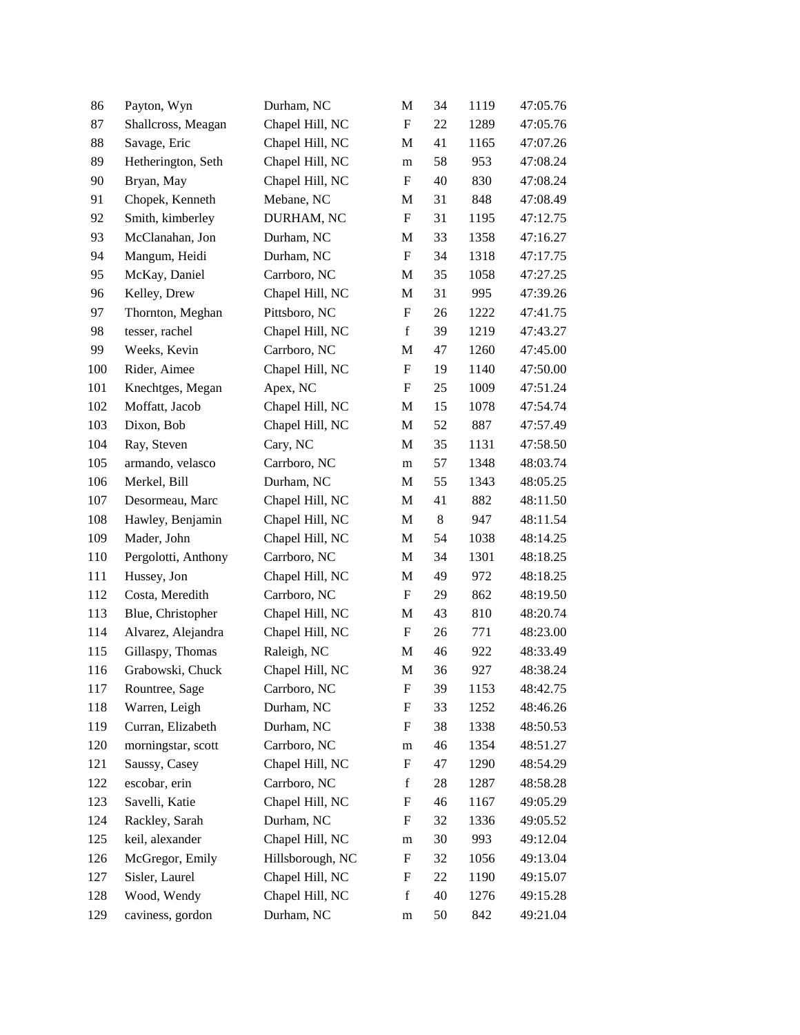| | | | | | | |
|---|---|---|---|---|---|---|
| 86 | Payton, Wyn | Durham, NC | M | 34 | 1119 | 47:05.76 |
| 87 | Shallcross, Meagan | Chapel Hill, NC | F | 22 | 1289 | 47:05.76 |
| 88 | Savage, Eric | Chapel Hill, NC | M | 41 | 1165 | 47:07.26 |
| 89 | Hetherington, Seth | Chapel Hill, NC | m | 58 | 953 | 47:08.24 |
| 90 | Bryan, May | Chapel Hill, NC | F | 40 | 830 | 47:08.24 |
| 91 | Chopek, Kenneth | Mebane, NC | M | 31 | 848 | 47:08.49 |
| 92 | Smith, kimberley | DURHAM, NC | F | 31 | 1195 | 47:12.75 |
| 93 | McClanahan, Jon | Durham, NC | M | 33 | 1358 | 47:16.27 |
| 94 | Mangum, Heidi | Durham, NC | F | 34 | 1318 | 47:17.75 |
| 95 | McKay, Daniel | Carrboro, NC | M | 35 | 1058 | 47:27.25 |
| 96 | Kelley, Drew | Chapel Hill, NC | M | 31 | 995 | 47:39.26 |
| 97 | Thornton, Meghan | Pittsboro, NC | F | 26 | 1222 | 47:41.75 |
| 98 | tesser, rachel | Chapel Hill, NC | f | 39 | 1219 | 47:43.27 |
| 99 | Weeks, Kevin | Carrboro, NC | M | 47 | 1260 | 47:45.00 |
| 100 | Rider, Aimee | Chapel Hill, NC | F | 19 | 1140 | 47:50.00 |
| 101 | Knechtges, Megan | Apex, NC | F | 25 | 1009 | 47:51.24 |
| 102 | Moffatt, Jacob | Chapel Hill, NC | M | 15 | 1078 | 47:54.74 |
| 103 | Dixon, Bob | Chapel Hill, NC | M | 52 | 887 | 47:57.49 |
| 104 | Ray, Steven | Cary, NC | M | 35 | 1131 | 47:58.50 |
| 105 | armando, velasco | Carrboro, NC | m | 57 | 1348 | 48:03.74 |
| 106 | Merkel, Bill | Durham, NC | M | 55 | 1343 | 48:05.25 |
| 107 | Desormeau, Marc | Chapel Hill, NC | M | 41 | 882 | 48:11.50 |
| 108 | Hawley, Benjamin | Chapel Hill, NC | M | 8 | 947 | 48:11.54 |
| 109 | Mader, John | Chapel Hill, NC | M | 54 | 1038 | 48:14.25 |
| 110 | Pergolotti, Anthony | Carrboro, NC | M | 34 | 1301 | 48:18.25 |
| 111 | Hussey, Jon | Chapel Hill, NC | M | 49 | 972 | 48:18.25 |
| 112 | Costa, Meredith | Carrboro, NC | F | 29 | 862 | 48:19.50 |
| 113 | Blue, Christopher | Chapel Hill, NC | M | 43 | 810 | 48:20.74 |
| 114 | Alvarez, Alejandra | Chapel Hill, NC | F | 26 | 771 | 48:23.00 |
| 115 | Gillaspy, Thomas | Raleigh, NC | M | 46 | 922 | 48:33.49 |
| 116 | Grabowski, Chuck | Chapel Hill, NC | M | 36 | 927 | 48:38.24 |
| 117 | Rountree, Sage | Carrboro, NC | F | 39 | 1153 | 48:42.75 |
| 118 | Warren, Leigh | Durham, NC | F | 33 | 1252 | 48:46.26 |
| 119 | Curran, Elizabeth | Durham, NC | F | 38 | 1338 | 48:50.53 |
| 120 | morningstar, scott | Carrboro, NC | m | 46 | 1354 | 48:51.27 |
| 121 | Saussy, Casey | Chapel Hill, NC | F | 47 | 1290 | 48:54.29 |
| 122 | escobar, erin | Carrboro, NC | f | 28 | 1287 | 48:58.28 |
| 123 | Savelli, Katie | Chapel Hill, NC | F | 46 | 1167 | 49:05.29 |
| 124 | Rackley, Sarah | Durham, NC | F | 32 | 1336 | 49:05.52 |
| 125 | keil, alexander | Chapel Hill, NC | m | 30 | 993 | 49:12.04 |
| 126 | McGregor, Emily | Hillsborough, NC | F | 32 | 1056 | 49:13.04 |
| 127 | Sisler, Laurel | Chapel Hill, NC | F | 22 | 1190 | 49:15.07 |
| 128 | Wood, Wendy | Chapel Hill, NC | f | 40 | 1276 | 49:15.28 |
| 129 | caviness, gordon | Durham, NC | m | 50 | 842 | 49:21.04 |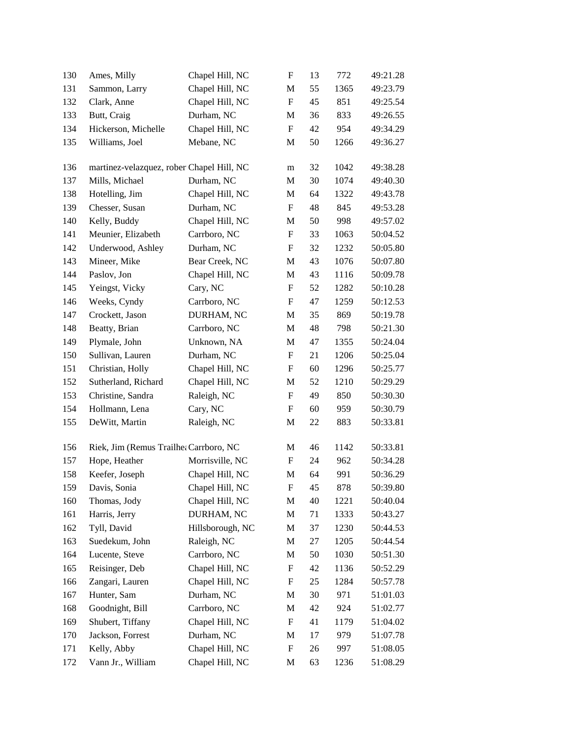| | | | | | | |
|---|---|---|---|---|---|---|
| 130 | Ames, Milly | Chapel Hill, NC | F | 13 | 772 | 49:21.28 |
| 131 | Sammon, Larry | Chapel Hill, NC | M | 55 | 1365 | 49:23.79 |
| 132 | Clark, Anne | Chapel Hill, NC | F | 45 | 851 | 49:25.54 |
| 133 | Butt, Craig | Durham, NC | M | 36 | 833 | 49:26.55 |
| 134 | Hickerson, Michelle | Chapel Hill, NC | F | 42 | 954 | 49:34.29 |
| 135 | Williams, Joel | Mebane, NC | M | 50 | 1266 | 49:36.27 |
| 136 | martinez-velazquez, rober | Chapel Hill, NC | m | 32 | 1042 | 49:38.28 |
| 137 | Mills, Michael | Durham, NC | M | 30 | 1074 | 49:40.30 |
| 138 | Hotelling, Jim | Chapel Hill, NC | M | 64 | 1322 | 49:43.78 |
| 139 | Chesser, Susan | Durham, NC | F | 48 | 845 | 49:53.28 |
| 140 | Kelly, Buddy | Chapel Hill, NC | M | 50 | 998 | 49:57.02 |
| 141 | Meunier, Elizabeth | Carrboro, NC | F | 33 | 1063 | 50:04.52 |
| 142 | Underwood, Ashley | Durham, NC | F | 32 | 1232 | 50:05.80 |
| 143 | Mineer, Mike | Bear Creek, NC | M | 43 | 1076 | 50:07.80 |
| 144 | Paslov, Jon | Chapel Hill, NC | M | 43 | 1116 | 50:09.78 |
| 145 | Yeingst, Vicky | Cary, NC | F | 52 | 1282 | 50:10.28 |
| 146 | Weeks, Cyndy | Carrboro, NC | F | 47 | 1259 | 50:12.53 |
| 147 | Crockett, Jason | DURHAM, NC | M | 35 | 869 | 50:19.78 |
| 148 | Beatty, Brian | Carrboro, NC | M | 48 | 798 | 50:21.30 |
| 149 | Plymale, John | Unknown, NA | M | 47 | 1355 | 50:24.04 |
| 150 | Sullivan, Lauren | Durham, NC | F | 21 | 1206 | 50:25.04 |
| 151 | Christian, Holly | Chapel Hill, NC | F | 60 | 1296 | 50:25.77 |
| 152 | Sutherland, Richard | Chapel Hill, NC | M | 52 | 1210 | 50:29.29 |
| 153 | Christine, Sandra | Raleigh, NC | F | 49 | 850 | 50:30.30 |
| 154 | Hollmann, Lena | Cary, NC | F | 60 | 959 | 50:30.79 |
| 155 | DeWitt, Martin | Raleigh, NC | M | 22 | 883 | 50:33.81 |
| 156 | Riek, Jim (Remus Trailhea | Carrboro, NC | M | 46 | 1142 | 50:33.81 |
| 157 | Hope, Heather | Morrisville, NC | F | 24 | 962 | 50:34.28 |
| 158 | Keefer, Joseph | Chapel Hill, NC | M | 64 | 991 | 50:36.29 |
| 159 | Davis, Sonia | Chapel Hill, NC | F | 45 | 878 | 50:39.80 |
| 160 | Thomas, Jody | Chapel Hill, NC | M | 40 | 1221 | 50:40.04 |
| 161 | Harris, Jerry | DURHAM, NC | M | 71 | 1333 | 50:43.27 |
| 162 | Tyll, David | Hillsborough, NC | M | 37 | 1230 | 50:44.53 |
| 163 | Suedekum, John | Raleigh, NC | M | 27 | 1205 | 50:44.54 |
| 164 | Lucente, Steve | Carrboro, NC | M | 50 | 1030 | 50:51.30 |
| 165 | Reisinger, Deb | Chapel Hill, NC | F | 42 | 1136 | 50:52.29 |
| 166 | Zangari, Lauren | Chapel Hill, NC | F | 25 | 1284 | 50:57.78 |
| 167 | Hunter, Sam | Durham, NC | M | 30 | 971 | 51:01.03 |
| 168 | Goodnight, Bill | Carrboro, NC | M | 42 | 924 | 51:02.77 |
| 169 | Shubert, Tiffany | Chapel Hill, NC | F | 41 | 1179 | 51:04.02 |
| 170 | Jackson, Forrest | Durham, NC | M | 17 | 979 | 51:07.78 |
| 171 | Kelly, Abby | Chapel Hill, NC | F | 26 | 997 | 51:08.05 |
| 172 | Vann Jr., William | Chapel Hill, NC | M | 63 | 1236 | 51:08.29 |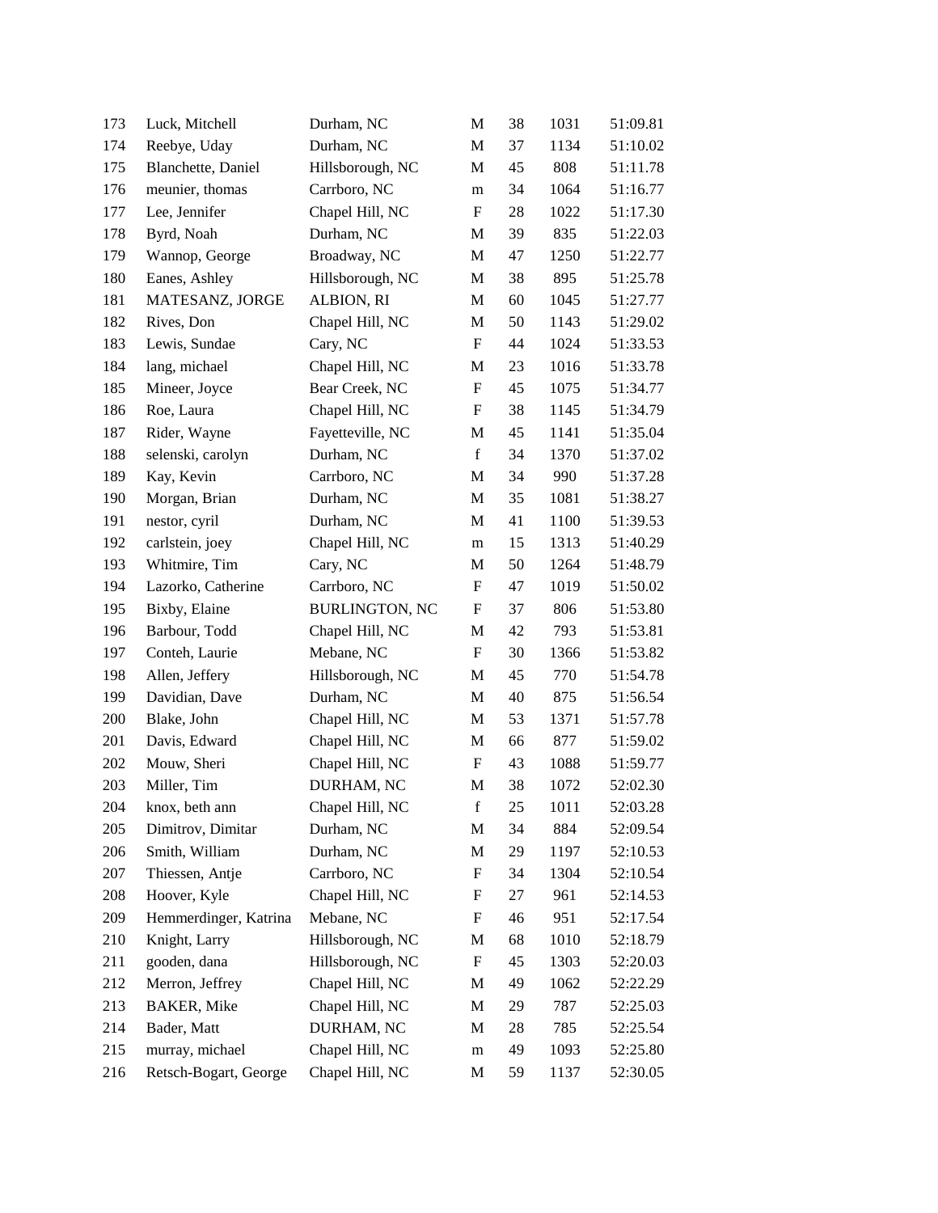| | | | | | | |
|---|---|---|---|---|---|---|
| 173 | Luck, Mitchell | Durham, NC | M | 38 | 1031 | 51:09.81 |
| 174 | Reebye, Uday | Durham, NC | M | 37 | 1134 | 51:10.02 |
| 175 | Blanchette, Daniel | Hillsborough, NC | M | 45 | 808 | 51:11.78 |
| 176 | meunier, thomas | Carrboro, NC | m | 34 | 1064 | 51:16.77 |
| 177 | Lee, Jennifer | Chapel Hill, NC | F | 28 | 1022 | 51:17.30 |
| 178 | Byrd, Noah | Durham, NC | M | 39 | 835 | 51:22.03 |
| 179 | Wannop, George | Broadway, NC | M | 47 | 1250 | 51:22.77 |
| 180 | Eanes, Ashley | Hillsborough, NC | M | 38 | 895 | 51:25.78 |
| 181 | MATESANZ, JORGE | ALBION, RI | M | 60 | 1045 | 51:27.77 |
| 182 | Rives, Don | Chapel Hill, NC | M | 50 | 1143 | 51:29.02 |
| 183 | Lewis, Sundae | Cary, NC | F | 44 | 1024 | 51:33.53 |
| 184 | lang, michael | Chapel Hill, NC | M | 23 | 1016 | 51:33.78 |
| 185 | Mineer, Joyce | Bear Creek, NC | F | 45 | 1075 | 51:34.77 |
| 186 | Roe, Laura | Chapel Hill, NC | F | 38 | 1145 | 51:34.79 |
| 187 | Rider, Wayne | Fayetteville, NC | M | 45 | 1141 | 51:35.04 |
| 188 | selenski, carolyn | Durham, NC | f | 34 | 1370 | 51:37.02 |
| 189 | Kay, Kevin | Carrboro, NC | M | 34 | 990 | 51:37.28 |
| 190 | Morgan, Brian | Durham, NC | M | 35 | 1081 | 51:38.27 |
| 191 | nestor, cyril | Durham, NC | M | 41 | 1100 | 51:39.53 |
| 192 | carlstein, joey | Chapel Hill, NC | m | 15 | 1313 | 51:40.29 |
| 193 | Whitmire, Tim | Cary, NC | M | 50 | 1264 | 51:48.79 |
| 194 | Lazorko, Catherine | Carrboro, NC | F | 47 | 1019 | 51:50.02 |
| 195 | Bixby, Elaine | BURLINGTON, NC | F | 37 | 806 | 51:53.80 |
| 196 | Barbour, Todd | Chapel Hill, NC | M | 42 | 793 | 51:53.81 |
| 197 | Conteh, Laurie | Mebane, NC | F | 30 | 1366 | 51:53.82 |
| 198 | Allen, Jeffery | Hillsborough, NC | M | 45 | 770 | 51:54.78 |
| 199 | Davidian, Dave | Durham, NC | M | 40 | 875 | 51:56.54 |
| 200 | Blake, John | Chapel Hill, NC | M | 53 | 1371 | 51:57.78 |
| 201 | Davis, Edward | Chapel Hill, NC | M | 66 | 877 | 51:59.02 |
| 202 | Mouw, Sheri | Chapel Hill, NC | F | 43 | 1088 | 51:59.77 |
| 203 | Miller, Tim | DURHAM, NC | M | 38 | 1072 | 52:02.30 |
| 204 | knox, beth ann | Chapel Hill, NC | f | 25 | 1011 | 52:03.28 |
| 205 | Dimitrov, Dimitar | Durham, NC | M | 34 | 884 | 52:09.54 |
| 206 | Smith, William | Durham, NC | M | 29 | 1197 | 52:10.53 |
| 207 | Thiessen, Antje | Carrboro, NC | F | 34 | 1304 | 52:10.54 |
| 208 | Hoover, Kyle | Chapel Hill, NC | F | 27 | 961 | 52:14.53 |
| 209 | Hemmerdinger, Katrina | Mebane, NC | F | 46 | 951 | 52:17.54 |
| 210 | Knight, Larry | Hillsborough, NC | M | 68 | 1010 | 52:18.79 |
| 211 | gooden, dana | Hillsborough, NC | F | 45 | 1303 | 52:20.03 |
| 212 | Merron, Jeffrey | Chapel Hill, NC | M | 49 | 1062 | 52:22.29 |
| 213 | BAKER, Mike | Chapel Hill, NC | M | 29 | 787 | 52:25.03 |
| 214 | Bader, Matt | DURHAM, NC | M | 28 | 785 | 52:25.54 |
| 215 | murray, michael | Chapel Hill, NC | m | 49 | 1093 | 52:25.80 |
| 216 | Retsch-Bogart, George | Chapel Hill, NC | M | 59 | 1137 | 52:30.05 |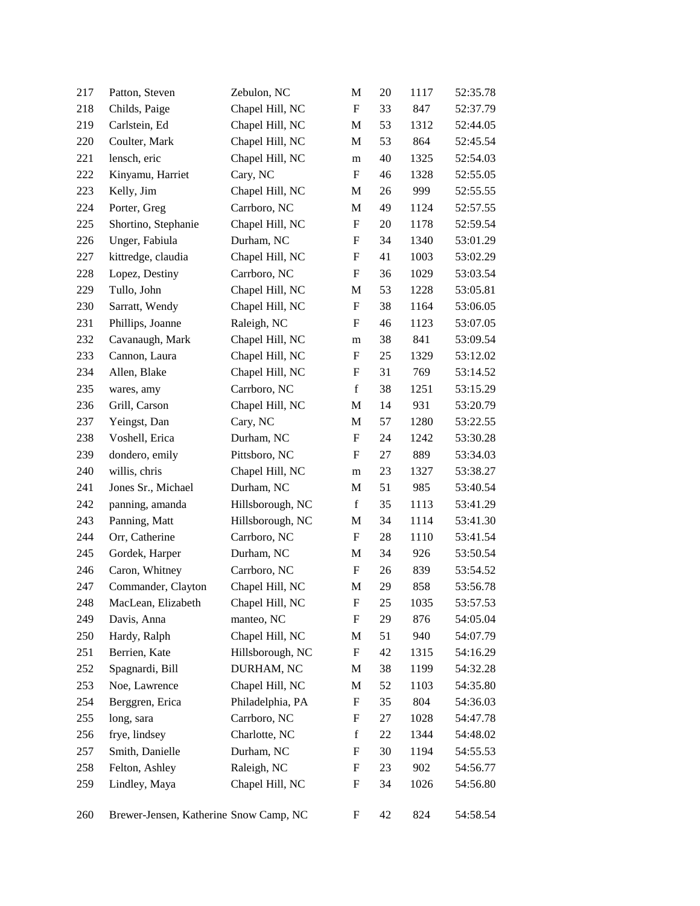| | | | | | | |
|---|---|---|---|---|---|---|
| 217 | Patton, Steven | Zebulon, NC | M | 20 | 1117 | 52:35.78 |
| 218 | Childs, Paige | Chapel Hill, NC | F | 33 | 847 | 52:37.79 |
| 219 | Carlstein, Ed | Chapel Hill, NC | M | 53 | 1312 | 52:44.05 |
| 220 | Coulter, Mark | Chapel Hill, NC | M | 53 | 864 | 52:45.54 |
| 221 | lensch, eric | Chapel Hill, NC | m | 40 | 1325 | 52:54.03 |
| 222 | Kinyamu, Harriet | Cary, NC | F | 46 | 1328 | 52:55.05 |
| 223 | Kelly, Jim | Chapel Hill, NC | M | 26 | 999 | 52:55.55 |
| 224 | Porter, Greg | Carrboro, NC | M | 49 | 1124 | 52:57.55 |
| 225 | Shortino, Stephanie | Chapel Hill, NC | F | 20 | 1178 | 52:59.54 |
| 226 | Unger, Fabiula | Durham, NC | F | 34 | 1340 | 53:01.29 |
| 227 | kittredge, claudia | Chapel Hill, NC | F | 41 | 1003 | 53:02.29 |
| 228 | Lopez, Destiny | Carrboro, NC | F | 36 | 1029 | 53:03.54 |
| 229 | Tullo, John | Chapel Hill, NC | M | 53 | 1228 | 53:05.81 |
| 230 | Sarratt, Wendy | Chapel Hill, NC | F | 38 | 1164 | 53:06.05 |
| 231 | Phillips, Joanne | Raleigh, NC | F | 46 | 1123 | 53:07.05 |
| 232 | Cavanaugh, Mark | Chapel Hill, NC | m | 38 | 841 | 53:09.54 |
| 233 | Cannon, Laura | Chapel Hill, NC | F | 25 | 1329 | 53:12.02 |
| 234 | Allen, Blake | Chapel Hill, NC | F | 31 | 769 | 53:14.52 |
| 235 | wares, amy | Carrboro, NC | f | 38 | 1251 | 53:15.29 |
| 236 | Grill, Carson | Chapel Hill, NC | M | 14 | 931 | 53:20.79 |
| 237 | Yeingst, Dan | Cary, NC | M | 57 | 1280 | 53:22.55 |
| 238 | Voshell, Erica | Durham, NC | F | 24 | 1242 | 53:30.28 |
| 239 | dondero, emily | Pittsboro, NC | F | 27 | 889 | 53:34.03 |
| 240 | willis, chris | Chapel Hill, NC | m | 23 | 1327 | 53:38.27 |
| 241 | Jones Sr., Michael | Durham, NC | M | 51 | 985 | 53:40.54 |
| 242 | panning, amanda | Hillsborough, NC | f | 35 | 1113 | 53:41.29 |
| 243 | Panning, Matt | Hillsborough, NC | M | 34 | 1114 | 53:41.30 |
| 244 | Orr, Catherine | Carrboro, NC | F | 28 | 1110 | 53:41.54 |
| 245 | Gordek, Harper | Durham, NC | M | 34 | 926 | 53:50.54 |
| 246 | Caron, Whitney | Carrboro, NC | F | 26 | 839 | 53:54.52 |
| 247 | Commander, Clayton | Chapel Hill, NC | M | 29 | 858 | 53:56.78 |
| 248 | MacLean, Elizabeth | Chapel Hill, NC | F | 25 | 1035 | 53:57.53 |
| 249 | Davis, Anna | manteo, NC | F | 29 | 876 | 54:05.04 |
| 250 | Hardy, Ralph | Chapel Hill, NC | M | 51 | 940 | 54:07.79 |
| 251 | Berrien, Kate | Hillsborough, NC | F | 42 | 1315 | 54:16.29 |
| 252 | Spagnardi, Bill | DURHAM, NC | M | 38 | 1199 | 54:32.28 |
| 253 | Noe, Lawrence | Chapel Hill, NC | M | 52 | 1103 | 54:35.80 |
| 254 | Berggren, Erica | Philadelphia, PA | F | 35 | 804 | 54:36.03 |
| 255 | long, sara | Carrboro, NC | F | 27 | 1028 | 54:47.78 |
| 256 | frye, lindsey | Charlotte, NC | f | 22 | 1344 | 54:48.02 |
| 257 | Smith, Danielle | Durham, NC | F | 30 | 1194 | 54:55.53 |
| 258 | Felton, Ashley | Raleigh, NC | F | 23 | 902 | 54:56.77 |
| 259 | Lindley, Maya | Chapel Hill, NC | F | 34 | 1026 | 54:56.80 |
| 260 | Brewer-Jensen, Katherine | Snow Camp, NC | F | 42 | 824 | 54:58.54 |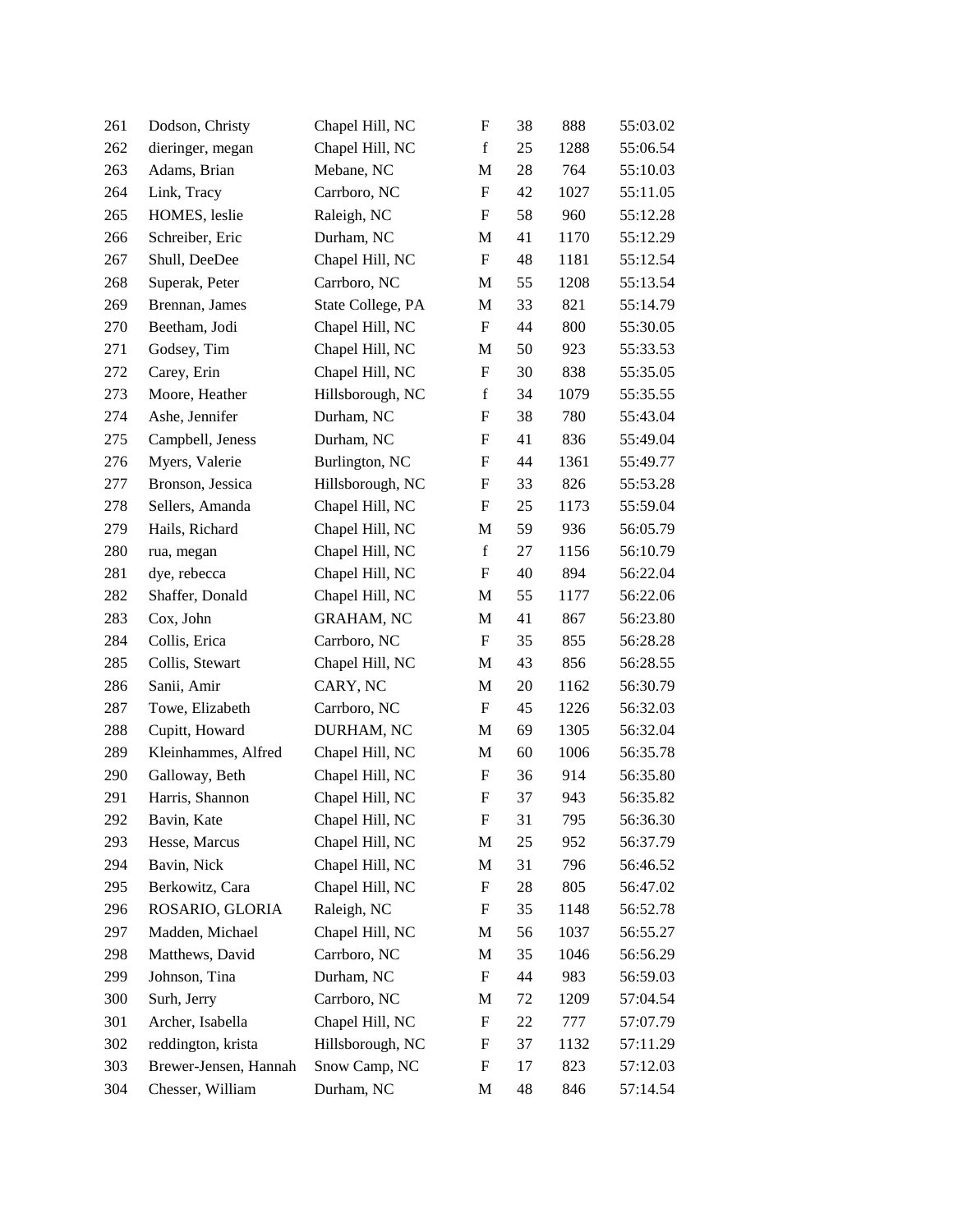| | | | | | | |
|---|---|---|---|---|---|---|
| 261 | Dodson, Christy | Chapel Hill, NC | F | 38 | 888 | 55:03.02 |
| 262 | dieringer, megan | Chapel Hill, NC | f | 25 | 1288 | 55:06.54 |
| 263 | Adams, Brian | Mebane, NC | M | 28 | 764 | 55:10.03 |
| 264 | Link, Tracy | Carrboro, NC | F | 42 | 1027 | 55:11.05 |
| 265 | HOMES, leslie | Raleigh, NC | F | 58 | 960 | 55:12.28 |
| 266 | Schreiber, Eric | Durham, NC | M | 41 | 1170 | 55:12.29 |
| 267 | Shull, DeeDee | Chapel Hill, NC | F | 48 | 1181 | 55:12.54 |
| 268 | Superak, Peter | Carrboro, NC | M | 55 | 1208 | 55:13.54 |
| 269 | Brennan, James | State College, PA | M | 33 | 821 | 55:14.79 |
| 270 | Beetham, Jodi | Chapel Hill, NC | F | 44 | 800 | 55:30.05 |
| 271 | Godsey, Tim | Chapel Hill, NC | M | 50 | 923 | 55:33.53 |
| 272 | Carey, Erin | Chapel Hill, NC | F | 30 | 838 | 55:35.05 |
| 273 | Moore, Heather | Hillsborough, NC | f | 34 | 1079 | 55:35.55 |
| 274 | Ashe, Jennifer | Durham, NC | F | 38 | 780 | 55:43.04 |
| 275 | Campbell, Jeness | Durham, NC | F | 41 | 836 | 55:49.04 |
| 276 | Myers, Valerie | Burlington, NC | F | 44 | 1361 | 55:49.77 |
| 277 | Bronson, Jessica | Hillsborough, NC | F | 33 | 826 | 55:53.28 |
| 278 | Sellers, Amanda | Chapel Hill, NC | F | 25 | 1173 | 55:59.04 |
| 279 | Hails, Richard | Chapel Hill, NC | M | 59 | 936 | 56:05.79 |
| 280 | rua, megan | Chapel Hill, NC | f | 27 | 1156 | 56:10.79 |
| 281 | dye, rebecca | Chapel Hill, NC | F | 40 | 894 | 56:22.04 |
| 282 | Shaffer, Donald | Chapel Hill, NC | M | 55 | 1177 | 56:22.06 |
| 283 | Cox, John | GRAHAM, NC | M | 41 | 867 | 56:23.80 |
| 284 | Collis, Erica | Carrboro, NC | F | 35 | 855 | 56:28.28 |
| 285 | Collis, Stewart | Chapel Hill, NC | M | 43 | 856 | 56:28.55 |
| 286 | Sanii, Amir | CARY, NC | M | 20 | 1162 | 56:30.79 |
| 287 | Towe, Elizabeth | Carrboro, NC | F | 45 | 1226 | 56:32.03 |
| 288 | Cupitt, Howard | DURHAM, NC | M | 69 | 1305 | 56:32.04 |
| 289 | Kleinhammes, Alfred | Chapel Hill, NC | M | 60 | 1006 | 56:35.78 |
| 290 | Galloway, Beth | Chapel Hill, NC | F | 36 | 914 | 56:35.80 |
| 291 | Harris, Shannon | Chapel Hill, NC | F | 37 | 943 | 56:35.82 |
| 292 | Bavin, Kate | Chapel Hill, NC | F | 31 | 795 | 56:36.30 |
| 293 | Hesse, Marcus | Chapel Hill, NC | M | 25 | 952 | 56:37.79 |
| 294 | Bavin, Nick | Chapel Hill, NC | M | 31 | 796 | 56:46.52 |
| 295 | Berkowitz, Cara | Chapel Hill, NC | F | 28 | 805 | 56:47.02 |
| 296 | ROSARIO, GLORIA | Raleigh, NC | F | 35 | 1148 | 56:52.78 |
| 297 | Madden, Michael | Chapel Hill, NC | M | 56 | 1037 | 56:55.27 |
| 298 | Matthews, David | Carrboro, NC | M | 35 | 1046 | 56:56.29 |
| 299 | Johnson, Tina | Durham, NC | F | 44 | 983 | 56:59.03 |
| 300 | Surh, Jerry | Carrboro, NC | M | 72 | 1209 | 57:04.54 |
| 301 | Archer, Isabella | Chapel Hill, NC | F | 22 | 777 | 57:07.79 |
| 302 | reddington, krista | Hillsborough, NC | F | 37 | 1132 | 57:11.29 |
| 303 | Brewer-Jensen, Hannah | Snow Camp, NC | F | 17 | 823 | 57:12.03 |
| 304 | Chesser, William | Durham, NC | M | 48 | 846 | 57:14.54 |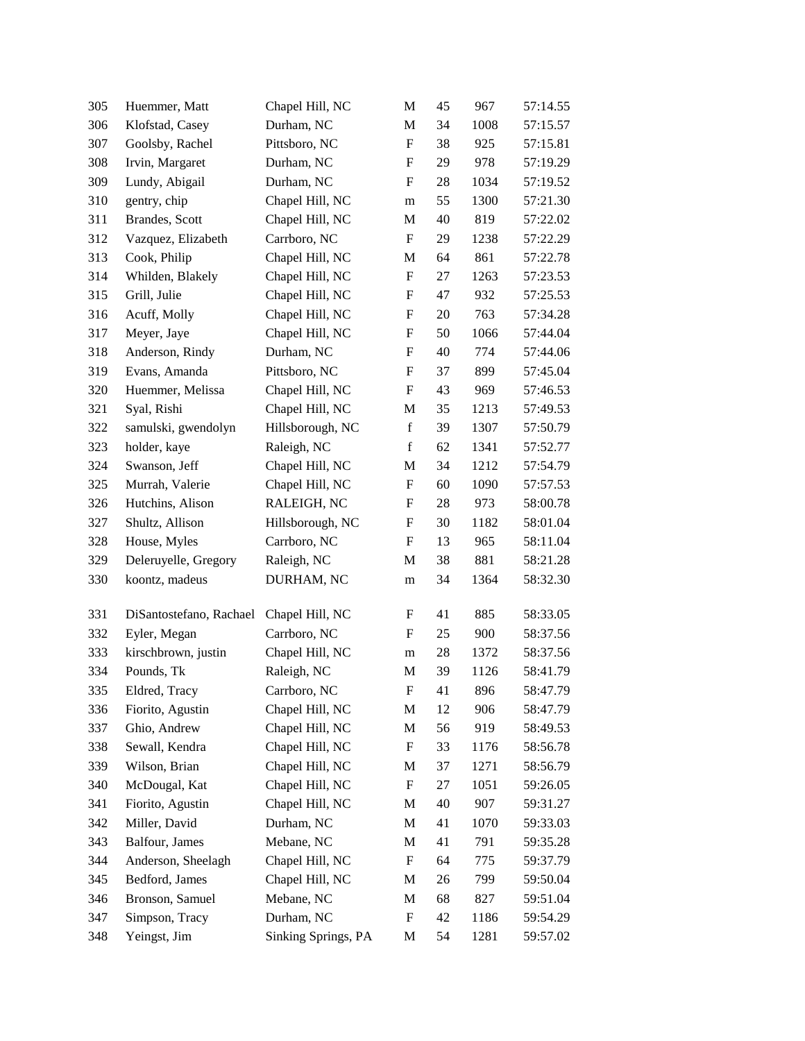| | | | | | | |
|---|---|---|---|---|---|---|
| 305 | Huemmer, Matt | Chapel Hill, NC | M | 45 | 967 | 57:14.55 |
| 306 | Klofstad, Casey | Durham, NC | M | 34 | 1008 | 57:15.57 |
| 307 | Goolsby, Rachel | Pittsboro, NC | F | 38 | 925 | 57:15.81 |
| 308 | Irvin, Margaret | Durham, NC | F | 29 | 978 | 57:19.29 |
| 309 | Lundy, Abigail | Durham, NC | F | 28 | 1034 | 57:19.52 |
| 310 | gentry, chip | Chapel Hill, NC | m | 55 | 1300 | 57:21.30 |
| 311 | Brandes, Scott | Chapel Hill, NC | M | 40 | 819 | 57:22.02 |
| 312 | Vazquez, Elizabeth | Carrboro, NC | F | 29 | 1238 | 57:22.29 |
| 313 | Cook, Philip | Chapel Hill, NC | M | 64 | 861 | 57:22.78 |
| 314 | Whilden, Blakely | Chapel Hill, NC | F | 27 | 1263 | 57:23.53 |
| 315 | Grill, Julie | Chapel Hill, NC | F | 47 | 932 | 57:25.53 |
| 316 | Acuff, Molly | Chapel Hill, NC | F | 20 | 763 | 57:34.28 |
| 317 | Meyer, Jaye | Chapel Hill, NC | F | 50 | 1066 | 57:44.04 |
| 318 | Anderson, Rindy | Durham, NC | F | 40 | 774 | 57:44.06 |
| 319 | Evans, Amanda | Pittsboro, NC | F | 37 | 899 | 57:45.04 |
| 320 | Huemmer, Melissa | Chapel Hill, NC | F | 43 | 969 | 57:46.53 |
| 321 | Syal, Rishi | Chapel Hill, NC | M | 35 | 1213 | 57:49.53 |
| 322 | samulski, gwendolyn | Hillsborough, NC | f | 39 | 1307 | 57:50.79 |
| 323 | holder, kaye | Raleigh, NC | f | 62 | 1341 | 57:52.77 |
| 324 | Swanson, Jeff | Chapel Hill, NC | M | 34 | 1212 | 57:54.79 |
| 325 | Murrah, Valerie | Chapel Hill, NC | F | 60 | 1090 | 57:57.53 |
| 326 | Hutchins, Alison | RALEIGH, NC | F | 28 | 973 | 58:00.78 |
| 327 | Shultz, Allison | Hillsborough, NC | F | 30 | 1182 | 58:01.04 |
| 328 | House, Myles | Carrboro, NC | F | 13 | 965 | 58:11.04 |
| 329 | Deleruyelle, Gregory | Raleigh, NC | M | 38 | 881 | 58:21.28 |
| 330 | koontz, madeus | DURHAM, NC | m | 34 | 1364 | 58:32.30 |
| 331 | DiSantostefano, Rachael | Chapel Hill, NC | F | 41 | 885 | 58:33.05 |
| 332 | Eyler, Megan | Carrboro, NC | F | 25 | 900 | 58:37.56 |
| 333 | kirschbrown, justin | Chapel Hill, NC | m | 28 | 1372 | 58:37.56 |
| 334 | Pounds, Tk | Raleigh, NC | M | 39 | 1126 | 58:41.79 |
| 335 | Eldred, Tracy | Carrboro, NC | F | 41 | 896 | 58:47.79 |
| 336 | Fiorito, Agustin | Chapel Hill, NC | M | 12 | 906 | 58:47.79 |
| 337 | Ghio, Andrew | Chapel Hill, NC | M | 56 | 919 | 58:49.53 |
| 338 | Sewall, Kendra | Chapel Hill, NC | F | 33 | 1176 | 58:56.78 |
| 339 | Wilson, Brian | Chapel Hill, NC | M | 37 | 1271 | 58:56.79 |
| 340 | McDougal, Kat | Chapel Hill, NC | F | 27 | 1051 | 59:26.05 |
| 341 | Fiorito, Agustin | Chapel Hill, NC | M | 40 | 907 | 59:31.27 |
| 342 | Miller, David | Durham, NC | M | 41 | 1070 | 59:33.03 |
| 343 | Balfour, James | Mebane, NC | M | 41 | 791 | 59:35.28 |
| 344 | Anderson, Sheelagh | Chapel Hill, NC | F | 64 | 775 | 59:37.79 |
| 345 | Bedford, James | Chapel Hill, NC | M | 26 | 799 | 59:50.04 |
| 346 | Bronson, Samuel | Mebane, NC | M | 68 | 827 | 59:51.04 |
| 347 | Simpson, Tracy | Durham, NC | F | 42 | 1186 | 59:54.29 |
| 348 | Yeingst, Jim | Sinking Springs, PA | M | 54 | 1281 | 59:57.02 |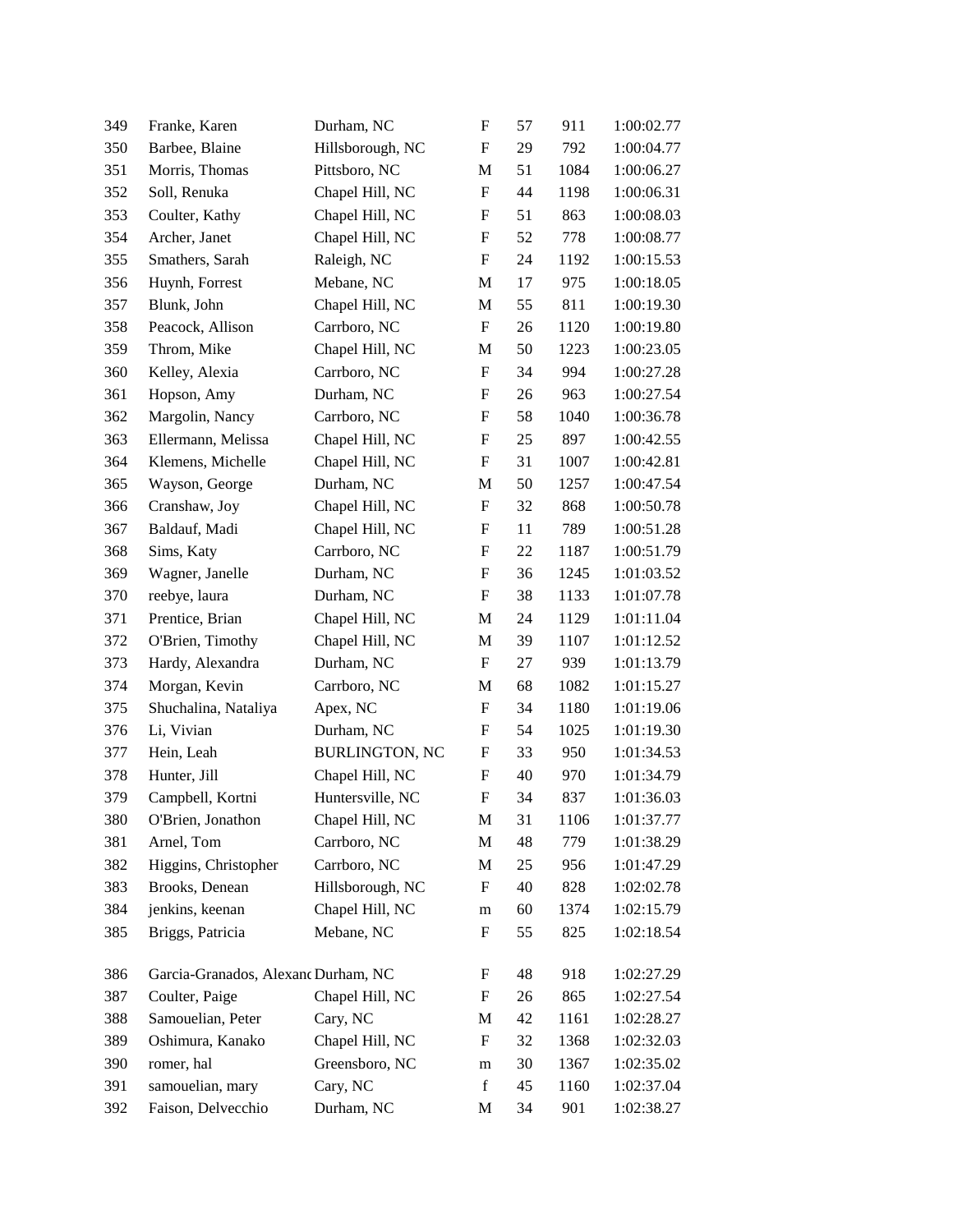| | | | | | | |
|---|---|---|---|---|---|---|
| 349 | Franke, Karen | Durham, NC | F | 57 | 911 | 1:00:02.77 |
| 350 | Barbee, Blaine | Hillsborough, NC | F | 29 | 792 | 1:00:04.77 |
| 351 | Morris, Thomas | Pittsboro, NC | M | 51 | 1084 | 1:00:06.27 |
| 352 | Soll, Renuka | Chapel Hill, NC | F | 44 | 1198 | 1:00:06.31 |
| 353 | Coulter, Kathy | Chapel Hill, NC | F | 51 | 863 | 1:00:08.03 |
| 354 | Archer, Janet | Chapel Hill, NC | F | 52 | 778 | 1:00:08.77 |
| 355 | Smathers, Sarah | Raleigh, NC | F | 24 | 1192 | 1:00:15.53 |
| 356 | Huynh, Forrest | Mebane, NC | M | 17 | 975 | 1:00:18.05 |
| 357 | Blunk, John | Chapel Hill, NC | M | 55 | 811 | 1:00:19.30 |
| 358 | Peacock, Allison | Carrboro, NC | F | 26 | 1120 | 1:00:19.80 |
| 359 | Throm, Mike | Chapel Hill, NC | M | 50 | 1223 | 1:00:23.05 |
| 360 | Kelley, Alexia | Carrboro, NC | F | 34 | 994 | 1:00:27.28 |
| 361 | Hopson, Amy | Durham, NC | F | 26 | 963 | 1:00:27.54 |
| 362 | Margolin, Nancy | Carrboro, NC | F | 58 | 1040 | 1:00:36.78 |
| 363 | Ellermann, Melissa | Chapel Hill, NC | F | 25 | 897 | 1:00:42.55 |
| 364 | Klemens, Michelle | Chapel Hill, NC | F | 31 | 1007 | 1:00:42.81 |
| 365 | Wayson, George | Durham, NC | M | 50 | 1257 | 1:00:47.54 |
| 366 | Cranshaw, Joy | Chapel Hill, NC | F | 32 | 868 | 1:00:50.78 |
| 367 | Baldauf, Madi | Chapel Hill, NC | F | 11 | 789 | 1:00:51.28 |
| 368 | Sims, Katy | Carrboro, NC | F | 22 | 1187 | 1:00:51.79 |
| 369 | Wagner, Janelle | Durham, NC | F | 36 | 1245 | 1:01:03.52 |
| 370 | reebye, laura | Durham, NC | F | 38 | 1133 | 1:01:07.78 |
| 371 | Prentice, Brian | Chapel Hill, NC | M | 24 | 1129 | 1:01:11.04 |
| 372 | O'Brien, Timothy | Chapel Hill, NC | M | 39 | 1107 | 1:01:12.52 |
| 373 | Hardy, Alexandra | Durham, NC | F | 27 | 939 | 1:01:13.79 |
| 374 | Morgan, Kevin | Carrboro, NC | M | 68 | 1082 | 1:01:15.27 |
| 375 | Shuchalina, Nataliya | Apex, NC | F | 34 | 1180 | 1:01:19.06 |
| 376 | Li, Vivian | Durham, NC | F | 54 | 1025 | 1:01:19.30 |
| 377 | Hein, Leah | BURLINGTON, NC | F | 33 | 950 | 1:01:34.53 |
| 378 | Hunter, Jill | Chapel Hill, NC | F | 40 | 970 | 1:01:34.79 |
| 379 | Campbell, Kortni | Huntersville, NC | F | 34 | 837 | 1:01:36.03 |
| 380 | O'Brien, Jonathon | Chapel Hill, NC | M | 31 | 1106 | 1:01:37.77 |
| 381 | Arnel, Tom | Carrboro, NC | M | 48 | 779 | 1:01:38.29 |
| 382 | Higgins, Christopher | Carrboro, NC | M | 25 | 956 | 1:01:47.29 |
| 383 | Brooks, Denean | Hillsborough, NC | F | 40 | 828 | 1:02:02.78 |
| 384 | jenkins, keenan | Chapel Hill, NC | m | 60 | 1374 | 1:02:15.79 |
| 385 | Briggs, Patricia | Mebane, NC | F | 55 | 825 | 1:02:18.54 |
| 386 | Garcia-Granados, Alexanc | Durham, NC | F | 48 | 918 | 1:02:27.29 |
| 387 | Coulter, Paige | Chapel Hill, NC | F | 26 | 865 | 1:02:27.54 |
| 388 | Samouelian, Peter | Cary, NC | M | 42 | 1161 | 1:02:28.27 |
| 389 | Oshimura, Kanako | Chapel Hill, NC | F | 32 | 1368 | 1:02:32.03 |
| 390 | romer, hal | Greensboro, NC | m | 30 | 1367 | 1:02:35.02 |
| 391 | samouelian, mary | Cary, NC | f | 45 | 1160 | 1:02:37.04 |
| 392 | Faison, Delvecchio | Durham, NC | M | 34 | 901 | 1:02:38.27 |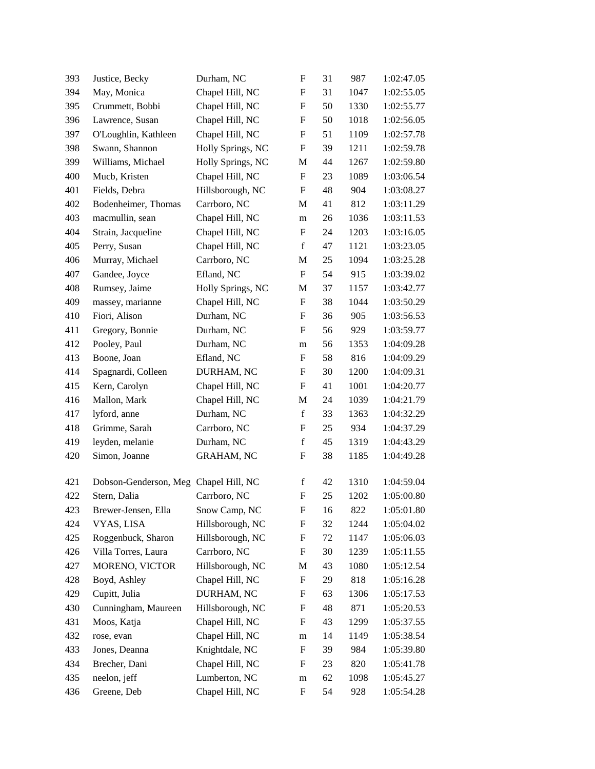| | | | | | | |
|---|---|---|---|---|---|---|
| 393 | Justice, Becky | Durham, NC | F | 31 | 987 | 1:02:47.05 |
| 394 | May, Monica | Chapel Hill, NC | F | 31 | 1047 | 1:02:55.05 |
| 395 | Crummett, Bobbi | Chapel Hill, NC | F | 50 | 1330 | 1:02:55.77 |
| 396 | Lawrence, Susan | Chapel Hill, NC | F | 50 | 1018 | 1:02:56.05 |
| 397 | O'Loughlin, Kathleen | Chapel Hill, NC | F | 51 | 1109 | 1:02:57.78 |
| 398 | Swann, Shannon | Holly Springs, NC | F | 39 | 1211 | 1:02:59.78 |
| 399 | Williams, Michael | Holly Springs, NC | M | 44 | 1267 | 1:02:59.80 |
| 400 | Mucb, Kristen | Chapel Hill, NC | F | 23 | 1089 | 1:03:06.54 |
| 401 | Fields, Debra | Hillsborough, NC | F | 48 | 904 | 1:03:08.27 |
| 402 | Bodenheimer, Thomas | Carrboro, NC | M | 41 | 812 | 1:03:11.29 |
| 403 | macmullin, sean | Chapel Hill, NC | m | 26 | 1036 | 1:03:11.53 |
| 404 | Strain, Jacqueline | Chapel Hill, NC | F | 24 | 1203 | 1:03:16.05 |
| 405 | Perry, Susan | Chapel Hill, NC | f | 47 | 1121 | 1:03:23.05 |
| 406 | Murray, Michael | Carrboro, NC | M | 25 | 1094 | 1:03:25.28 |
| 407 | Gandee, Joyce | Efland, NC | F | 54 | 915 | 1:03:39.02 |
| 408 | Rumsey, Jaime | Holly Springs, NC | M | 37 | 1157 | 1:03:42.77 |
| 409 | massey, marianne | Chapel Hill, NC | F | 38 | 1044 | 1:03:50.29 |
| 410 | Fiori, Alison | Durham, NC | F | 36 | 905 | 1:03:56.53 |
| 411 | Gregory, Bonnie | Durham, NC | F | 56 | 929 | 1:03:59.77 |
| 412 | Pooley, Paul | Durham, NC | m | 56 | 1353 | 1:04:09.28 |
| 413 | Boone, Joan | Efland, NC | F | 58 | 816 | 1:04:09.29 |
| 414 | Spagnardi, Colleen | DURHAM, NC | F | 30 | 1200 | 1:04:09.31 |
| 415 | Kern, Carolyn | Chapel Hill, NC | F | 41 | 1001 | 1:04:20.77 |
| 416 | Mallon, Mark | Chapel Hill, NC | M | 24 | 1039 | 1:04:21.79 |
| 417 | lyford, anne | Durham, NC | f | 33 | 1363 | 1:04:32.29 |
| 418 | Grimme, Sarah | Carrboro, NC | F | 25 | 934 | 1:04:37.29 |
| 419 | leyden, melanie | Durham, NC | f | 45 | 1319 | 1:04:43.29 |
| 420 | Simon, Joanne | GRAHAM, NC | F | 38 | 1185 | 1:04:49.28 |
| 421 | Dobson-Genderson, Meg | Chapel Hill, NC | f | 42 | 1310 | 1:04:59.04 |
| 422 | Stern, Dalia | Carrboro, NC | F | 25 | 1202 | 1:05:00.80 |
| 423 | Brewer-Jensen, Ella | Snow Camp, NC | F | 16 | 822 | 1:05:01.80 |
| 424 | VYAS, LISA | Hillsborough, NC | F | 32 | 1244 | 1:05:04.02 |
| 425 | Roggenbuck, Sharon | Hillsborough, NC | F | 72 | 1147 | 1:05:06.03 |
| 426 | Villa Torres, Laura | Carrboro, NC | F | 30 | 1239 | 1:05:11.55 |
| 427 | MORENO, VICTOR | Hillsborough, NC | M | 43 | 1080 | 1:05:12.54 |
| 428 | Boyd, Ashley | Chapel Hill, NC | F | 29 | 818 | 1:05:16.28 |
| 429 | Cupitt, Julia | DURHAM, NC | F | 63 | 1306 | 1:05:17.53 |
| 430 | Cunningham, Maureen | Hillsborough, NC | F | 48 | 871 | 1:05:20.53 |
| 431 | Moos, Katja | Chapel Hill, NC | F | 43 | 1299 | 1:05:37.55 |
| 432 | rose, evan | Chapel Hill, NC | m | 14 | 1149 | 1:05:38.54 |
| 433 | Jones, Deanna | Knightdale, NC | F | 39 | 984 | 1:05:39.80 |
| 434 | Brecher, Dani | Chapel Hill, NC | F | 23 | 820 | 1:05:41.78 |
| 435 | neelon, jeff | Lumberton, NC | m | 62 | 1098 | 1:05:45.27 |
| 436 | Greene, Deb | Chapel Hill, NC | F | 54 | 928 | 1:05:54.28 |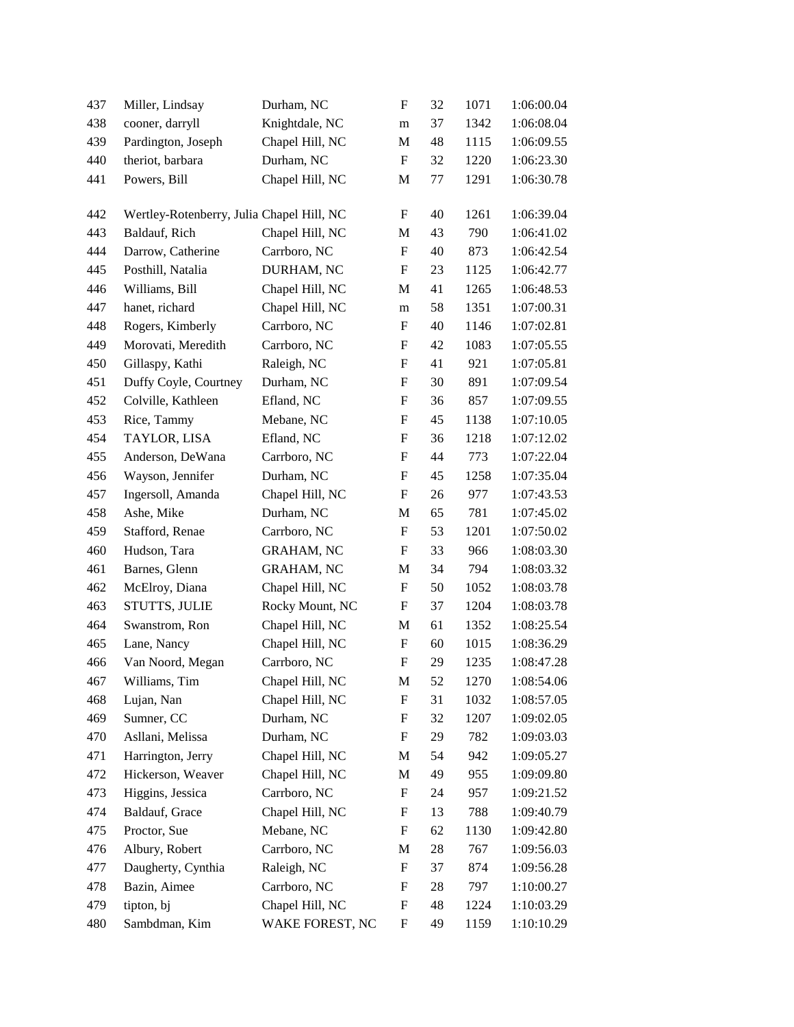| 437 | Miller, Lindsay | Durham, NC | F | 32 | 1071 | 1:06:00.04 |
|---|---|---|---|---|---|---|
| 438 | cooner, darryll | Knightdale, NC | m | 37 | 1342 | 1:06:08.04 |
| 439 | Pardington, Joseph | Chapel Hill, NC | M | 48 | 1115 | 1:06:09.55 |
| 440 | theriot, barbara | Durham, NC | F | 32 | 1220 | 1:06:23.30 |
| 441 | Powers, Bill | Chapel Hill, NC | M | 77 | 1291 | 1:06:30.78 |
| 442 | Wertley-Rotenberry, Julia | Chapel Hill, NC | F | 40 | 1261 | 1:06:39.04 |
| 443 | Baldauf, Rich | Chapel Hill, NC | M | 43 | 790 | 1:06:41.02 |
| 444 | Darrow, Catherine | Carrboro, NC | F | 40 | 873 | 1:06:42.54 |
| 445 | Posthill, Natalia | DURHAM, NC | F | 23 | 1125 | 1:06:42.77 |
| 446 | Williams, Bill | Chapel Hill, NC | M | 41 | 1265 | 1:06:48.53 |
| 447 | hanet, richard | Chapel Hill, NC | m | 58 | 1351 | 1:07:00.31 |
| 448 | Rogers, Kimberly | Carrboro, NC | F | 40 | 1146 | 1:07:02.81 |
| 449 | Morovati, Meredith | Carrboro, NC | F | 42 | 1083 | 1:07:05.55 |
| 450 | Gillaspy, Kathi | Raleigh, NC | F | 41 | 921 | 1:07:05.81 |
| 451 | Duffy Coyle, Courtney | Durham, NC | F | 30 | 891 | 1:07:09.54 |
| 452 | Colville, Kathleen | Efland, NC | F | 36 | 857 | 1:07:09.55 |
| 453 | Rice, Tammy | Mebane, NC | F | 45 | 1138 | 1:07:10.05 |
| 454 | TAYLOR, LISA | Efland, NC | F | 36 | 1218 | 1:07:12.02 |
| 455 | Anderson, DeWana | Carrboro, NC | F | 44 | 773 | 1:07:22.04 |
| 456 | Wayson, Jennifer | Durham, NC | F | 45 | 1258 | 1:07:35.04 |
| 457 | Ingersoll, Amanda | Chapel Hill, NC | F | 26 | 977 | 1:07:43.53 |
| 458 | Ashe, Mike | Durham, NC | M | 65 | 781 | 1:07:45.02 |
| 459 | Stafford, Renae | Carrboro, NC | F | 53 | 1201 | 1:07:50.02 |
| 460 | Hudson, Tara | GRAHAM, NC | F | 33 | 966 | 1:08:03.30 |
| 461 | Barnes, Glenn | GRAHAM, NC | M | 34 | 794 | 1:08:03.32 |
| 462 | McElroy, Diana | Chapel Hill, NC | F | 50 | 1052 | 1:08:03.78 |
| 463 | STUTTS, JULIE | Rocky Mount, NC | F | 37 | 1204 | 1:08:03.78 |
| 464 | Swanstrom, Ron | Chapel Hill, NC | M | 61 | 1352 | 1:08:25.54 |
| 465 | Lane, Nancy | Chapel Hill, NC | F | 60 | 1015 | 1:08:36.29 |
| 466 | Van Noord, Megan | Carrboro, NC | F | 29 | 1235 | 1:08:47.28 |
| 467 | Williams, Tim | Chapel Hill, NC | M | 52 | 1270 | 1:08:54.06 |
| 468 | Lujan, Nan | Chapel Hill, NC | F | 31 | 1032 | 1:08:57.05 |
| 469 | Sumner, CC | Durham, NC | F | 32 | 1207 | 1:09:02.05 |
| 470 | Asllani, Melissa | Durham, NC | F | 29 | 782 | 1:09:03.03 |
| 471 | Harrington, Jerry | Chapel Hill, NC | M | 54 | 942 | 1:09:05.27 |
| 472 | Hickerson, Weaver | Chapel Hill, NC | M | 49 | 955 | 1:09:09.80 |
| 473 | Higgins, Jessica | Carrboro, NC | F | 24 | 957 | 1:09:21.52 |
| 474 | Baldauf, Grace | Chapel Hill, NC | F | 13 | 788 | 1:09:40.79 |
| 475 | Proctor, Sue | Mebane, NC | F | 62 | 1130 | 1:09:42.80 |
| 476 | Albury, Robert | Carrboro, NC | M | 28 | 767 | 1:09:56.03 |
| 477 | Daugherty, Cynthia | Raleigh, NC | F | 37 | 874 | 1:09:56.28 |
| 478 | Bazin, Aimee | Carrboro, NC | F | 28 | 797 | 1:10:00.27 |
| 479 | tipton, bj | Chapel Hill, NC | F | 48 | 1224 | 1:10:03.29 |
| 480 | Sambdman, Kim | WAKE FOREST, NC | F | 49 | 1159 | 1:10:10.29 |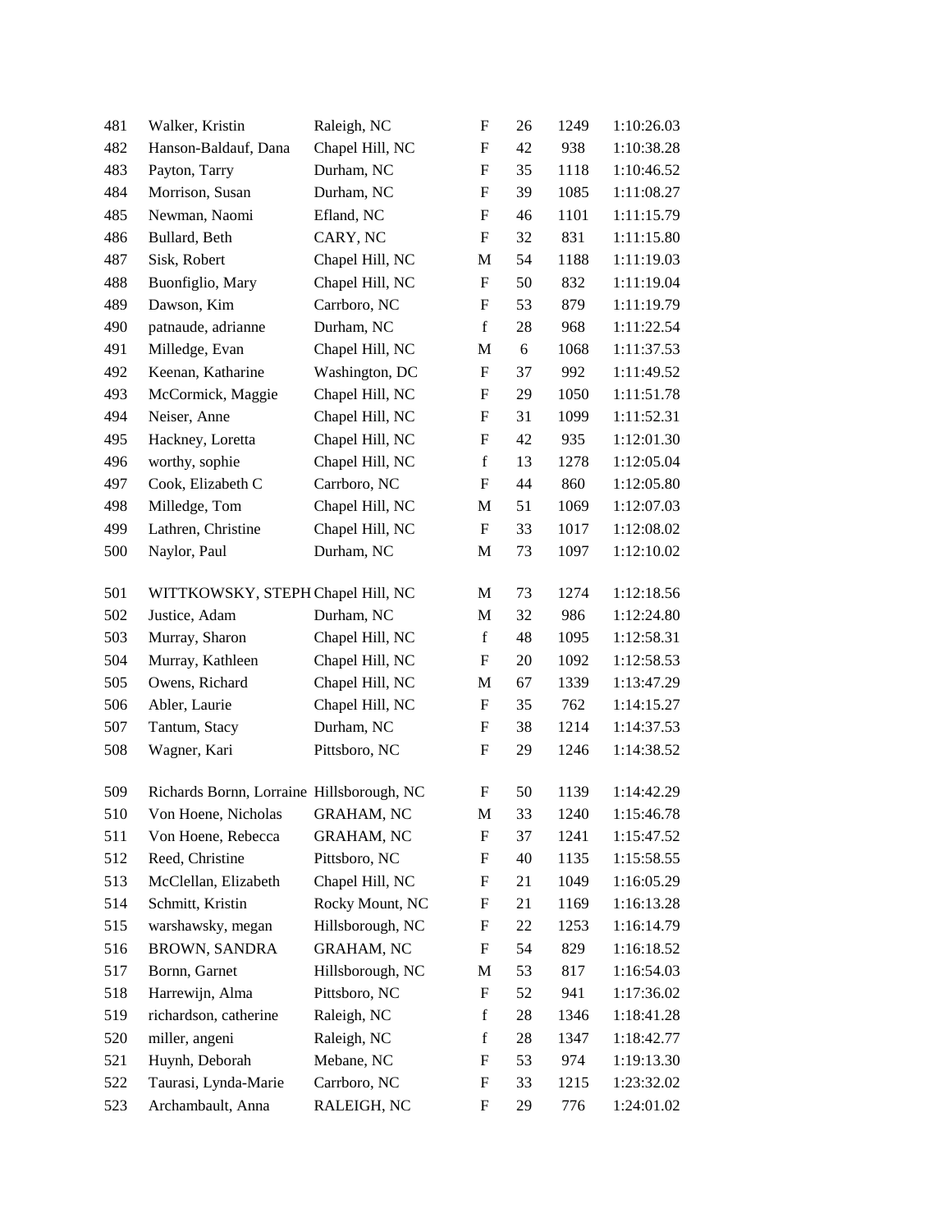| | | | | | | |
|---|---|---|---|---|---|---|
| 481 | Walker, Kristin | Raleigh, NC | F | 26 | 1249 | 1:10:26.03 |
| 482 | Hanson-Baldauf, Dana | Chapel Hill, NC | F | 42 | 938 | 1:10:38.28 |
| 483 | Payton, Tarry | Durham, NC | F | 35 | 1118 | 1:10:46.52 |
| 484 | Morrison, Susan | Durham, NC | F | 39 | 1085 | 1:11:08.27 |
| 485 | Newman, Naomi | Efland, NC | F | 46 | 1101 | 1:11:15.79 |
| 486 | Bullard, Beth | CARY, NC | F | 32 | 831 | 1:11:15.80 |
| 487 | Sisk, Robert | Chapel Hill, NC | M | 54 | 1188 | 1:11:19.03 |
| 488 | Buonfiglio, Mary | Chapel Hill, NC | F | 50 | 832 | 1:11:19.04 |
| 489 | Dawson, Kim | Carrboro, NC | F | 53 | 879 | 1:11:19.79 |
| 490 | patnaude, adrianne | Durham, NC | f | 28 | 968 | 1:11:22.54 |
| 491 | Milledge, Evan | Chapel Hill, NC | M | 6 | 1068 | 1:11:37.53 |
| 492 | Keenan, Katharine | Washington, DC | F | 37 | 992 | 1:11:49.52 |
| 493 | McCormick, Maggie | Chapel Hill, NC | F | 29 | 1050 | 1:11:51.78 |
| 494 | Neiser, Anne | Chapel Hill, NC | F | 31 | 1099 | 1:11:52.31 |
| 495 | Hackney, Loretta | Chapel Hill, NC | F | 42 | 935 | 1:12:01.30 |
| 496 | worthy, sophie | Chapel Hill, NC | f | 13 | 1278 | 1:12:05.04 |
| 497 | Cook, Elizabeth C | Carrboro, NC | F | 44 | 860 | 1:12:05.80 |
| 498 | Milledge, Tom | Chapel Hill, NC | M | 51 | 1069 | 1:12:07.03 |
| 499 | Lathren, Christine | Chapel Hill, NC | F | 33 | 1017 | 1:12:08.02 |
| 500 | Naylor, Paul | Durham, NC | M | 73 | 1097 | 1:12:10.02 |
| 501 | WITTKOWSKY, STEPH | Chapel Hill, NC | M | 73 | 1274 | 1:12:18.56 |
| 502 | Justice, Adam | Durham, NC | M | 32 | 986 | 1:12:24.80 |
| 503 | Murray, Sharon | Chapel Hill, NC | f | 48 | 1095 | 1:12:58.31 |
| 504 | Murray, Kathleen | Chapel Hill, NC | F | 20 | 1092 | 1:12:58.53 |
| 505 | Owens, Richard | Chapel Hill, NC | M | 67 | 1339 | 1:13:47.29 |
| 506 | Abler, Laurie | Chapel Hill, NC | F | 35 | 762 | 1:14:15.27 |
| 507 | Tantum, Stacy | Durham, NC | F | 38 | 1214 | 1:14:37.53 |
| 508 | Wagner, Kari | Pittsboro, NC | F | 29 | 1246 | 1:14:38.52 |
| 509 | Richards Bornn, Lorraine | Hillsborough, NC | F | 50 | 1139 | 1:14:42.29 |
| 510 | Von Hoene, Nicholas | GRAHAM, NC | M | 33 | 1240 | 1:15:46.78 |
| 511 | Von Hoene, Rebecca | GRAHAM, NC | F | 37 | 1241 | 1:15:47.52 |
| 512 | Reed, Christine | Pittsboro, NC | F | 40 | 1135 | 1:15:58.55 |
| 513 | McClellan, Elizabeth | Chapel Hill, NC | F | 21 | 1049 | 1:16:05.29 |
| 514 | Schmitt, Kristin | Rocky Mount, NC | F | 21 | 1169 | 1:16:13.28 |
| 515 | warshawsky, megan | Hillsborough, NC | F | 22 | 1253 | 1:16:14.79 |
| 516 | BROWN, SANDRA | GRAHAM, NC | F | 54 | 829 | 1:16:18.52 |
| 517 | Bornn, Garnet | Hillsborough, NC | M | 53 | 817 | 1:16:54.03 |
| 518 | Harrewijn, Alma | Pittsboro, NC | F | 52 | 941 | 1:17:36.02 |
| 519 | richardson, catherine | Raleigh, NC | f | 28 | 1346 | 1:18:41.28 |
| 520 | miller, angeni | Raleigh, NC | f | 28 | 1347 | 1:18:42.77 |
| 521 | Huynh, Deborah | Mebane, NC | F | 53 | 974 | 1:19:13.30 |
| 522 | Taurasi, Lynda-Marie | Carrboro, NC | F | 33 | 1215 | 1:23:32.02 |
| 523 | Archambault, Anna | RALEIGH, NC | F | 29 | 776 | 1:24:01.02 |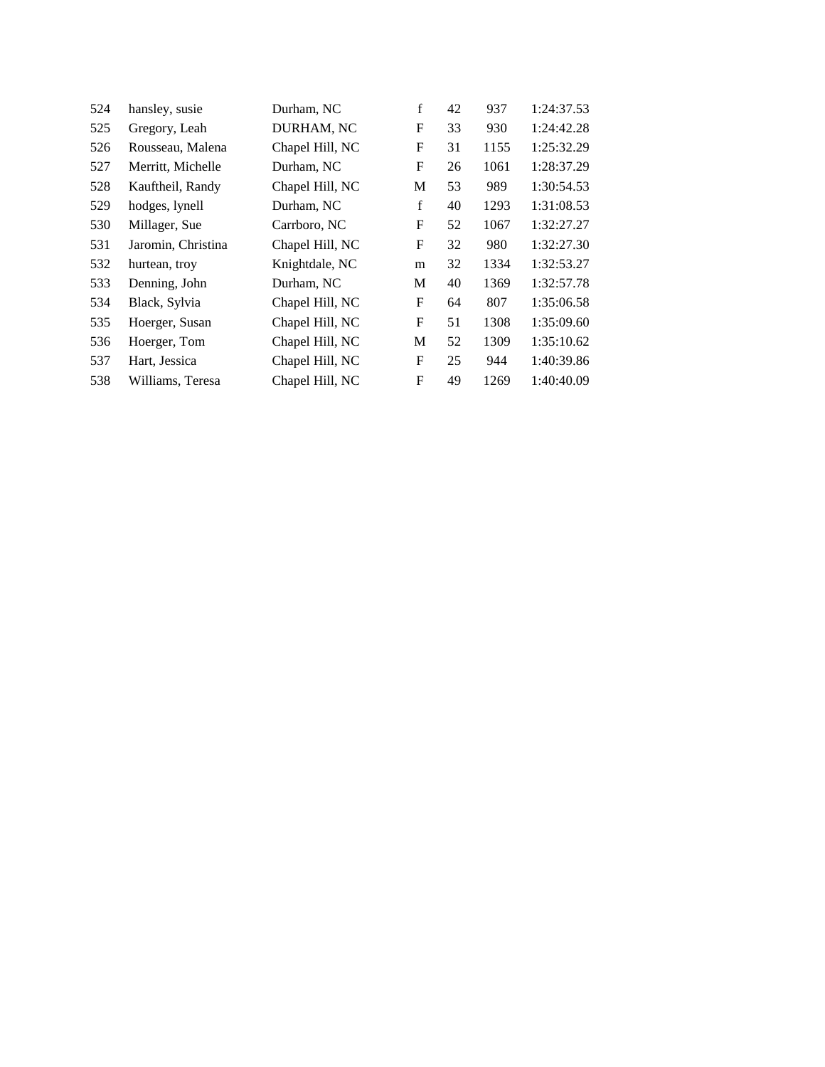| | | | | | | |
|---|---|---|---|---|---|---|
| 524 | hansley, susie | Durham, NC | f | 42 | 937 | 1:24:37.53 |
| 525 | Gregory, Leah | DURHAM, NC | F | 33 | 930 | 1:24:42.28 |
| 526 | Rousseau, Malena | Chapel Hill, NC | F | 31 | 1155 | 1:25:32.29 |
| 527 | Merritt, Michelle | Durham, NC | F | 26 | 1061 | 1:28:37.29 |
| 528 | Kauftheil, Randy | Chapel Hill, NC | M | 53 | 989 | 1:30:54.53 |
| 529 | hodges, lynell | Durham, NC | f | 40 | 1293 | 1:31:08.53 |
| 530 | Millager, Sue | Carrboro, NC | F | 52 | 1067 | 1:32:27.27 |
| 531 | Jaromin, Christina | Chapel Hill, NC | F | 32 | 980 | 1:32:27.30 |
| 532 | hurtean, troy | Knightdale, NC | m | 32 | 1334 | 1:32:53.27 |
| 533 | Denning, John | Durham, NC | M | 40 | 1369 | 1:32:57.78 |
| 534 | Black, Sylvia | Chapel Hill, NC | F | 64 | 807 | 1:35:06.58 |
| 535 | Hoerger, Susan | Chapel Hill, NC | F | 51 | 1308 | 1:35:09.60 |
| 536 | Hoerger, Tom | Chapel Hill, NC | M | 52 | 1309 | 1:35:10.62 |
| 537 | Hart, Jessica | Chapel Hill, NC | F | 25 | 944 | 1:40:39.86 |
| 538 | Williams, Teresa | Chapel Hill, NC | F | 49 | 1269 | 1:40:40.09 |